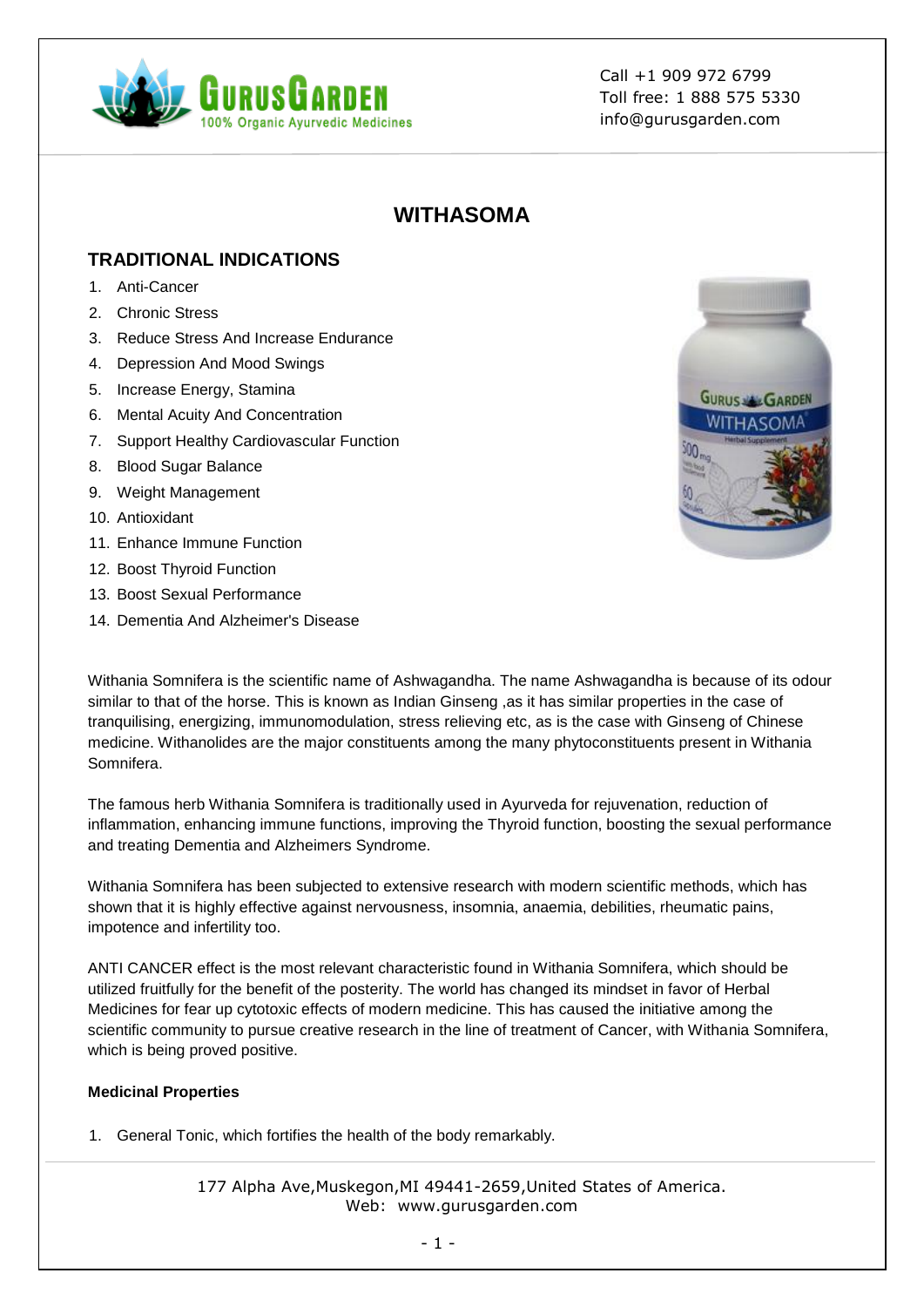Call +1 909 972 6799
Toll free: 1 888 575 5330
info@gurusgarden.com

# WITHASOMA

## TRADITIONAL INDICATIONS

1. Anti-Cancer
2. Chronic Stress
3. Reduce Stress And Increase Endurance
4. Depression And Mood Swings
5. Increase Energy, Stamina
6. Mental Acuity And Concentration
7. Support Healthy Cardiovascular Function
8. Blood Sugar Balance
9. Weight Management
10. Antioxidant
11. Enhance Immune Function
12. Boost Thyroid Function
13. Boost Sexual Performance
14. Dementia And Alzheimer's Disease

Withania Somnifera is the scientific name of Ashwagandha. The name Ashwagandha is because of its odour similar to that of the horse. This is known as Indian Ginseng ,as it has similar properties in the case of tranquilising, energizing, immunomodulation, stress relieving etc, as is the case with Ginseng of Chinese medicine. Withanolides are the major constituents among the many phytoconstituents present in Withania Somnifera.

The famous herb Withania Somnifera is traditionally used in Ayurveda for rejuvenation, reduction of inflammation, enhancing immune functions, improving the Thyroid function, boosting the sexual performance and treating Dementia and Alzheimers Syndrome.

Withania Somnifera has been subjected to extensive research with modern scientific methods, which has shown that it is highly effective against nervousness, insomnia, anaemia, debilities, rheumatic pains, impotence and infertility too.

ANTI CANCER effect is the most relevant characteristic found in Withania Somnifera, which should be utilized fruitfully for the benefit of the posterity. The world has changed its mindset in favor of Herbal Medicines for fear up cytotoxic effects of modern medicine. This has caused the initiative among the scientific community to pursue creative research in the line of treatment of Cancer, with Withania Somnifera, which is being proved positive.

**Medicinal Properties**

1. General Tonic, which fortifies the health of the body remarkably.

177 Alpha Ave,Muskegon,MI 49441-2659,United States of America.
Web: www.gurusgarden.com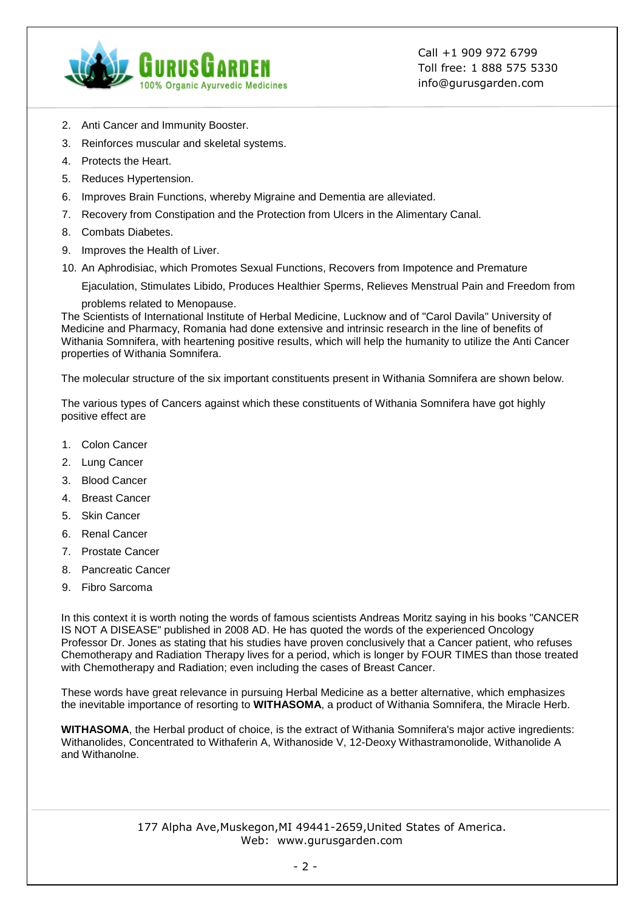2. Anti Cancer and Immunity Booster.
3. Reinforces muscular and skeletal systems.
4. Protects the Heart.
5. Reduces Hypertension.
6. Improves Brain Functions, whereby Migraine and Dementia are alleviated.
7. Recovery from Constipation and the Protection from Ulcers in the Alimentary Canal.
8. Combats Diabetes.
9. Improves the Health of Liver.
10. An Aphrodisiac, which Promotes Sexual Functions, Recovers from Impotence and Premature Ejaculation, Stimulates Libido, Produces Healthier Sperms, Relieves Menstrual Pain and Freedom from problems related to Menopause.

The Scientists of International Institute of Herbal Medicine, Lucknow and of "Carol Davila" University of Medicine and Pharmacy, Romania had done extensive and intrinsic research in the line of benefits of Withania Somnifera, with heartening positive results, which will help the humanity to utilize the Anti Cancer properties of Withania Somnifera.

The molecular structure of the six important constituents present in Withania Somnifera are shown below.

The various types of Cancers against which these constituents of Withania Somnifera have got highly positive effect are

1. Colon Cancer
2. Lung Cancer
3. Blood Cancer
4. Breast Cancer
5. Skin Cancer
6. Renal Cancer
7. Prostate Cancer
8. Pancreatic Cancer
9. Fibro Sarcoma

In this context it is worth noting the words of famous scientists Andreas Moritz saying in his books "CANCER IS NOT A DISEASE" published in 2008 AD. He has quoted the words of the experienced Oncology Professor Dr. Jones as stating that his studies have proven conclusively that a Cancer patient, who refuses Chemotherapy and Radiation Therapy lives for a period, which is longer by FOUR TIMES than those treated with Chemotherapy and Radiation; even including the cases of Breast Cancer.

These words have great relevance in pursuing Herbal Medicine as a better alternative, which emphasizes the inevitable importance of resorting to **WITHASOMA**, a product of Withania Somnifera, the Miracle Herb.

**WITHASOMA**, the Herbal product of choice, is the extract of Withania Somnifera's major active ingredients: Withanolides, Concentrated to Withaferin A, Withanoside V, 12-Deoxy Withastramonolide, Withanolide A and Withanolne.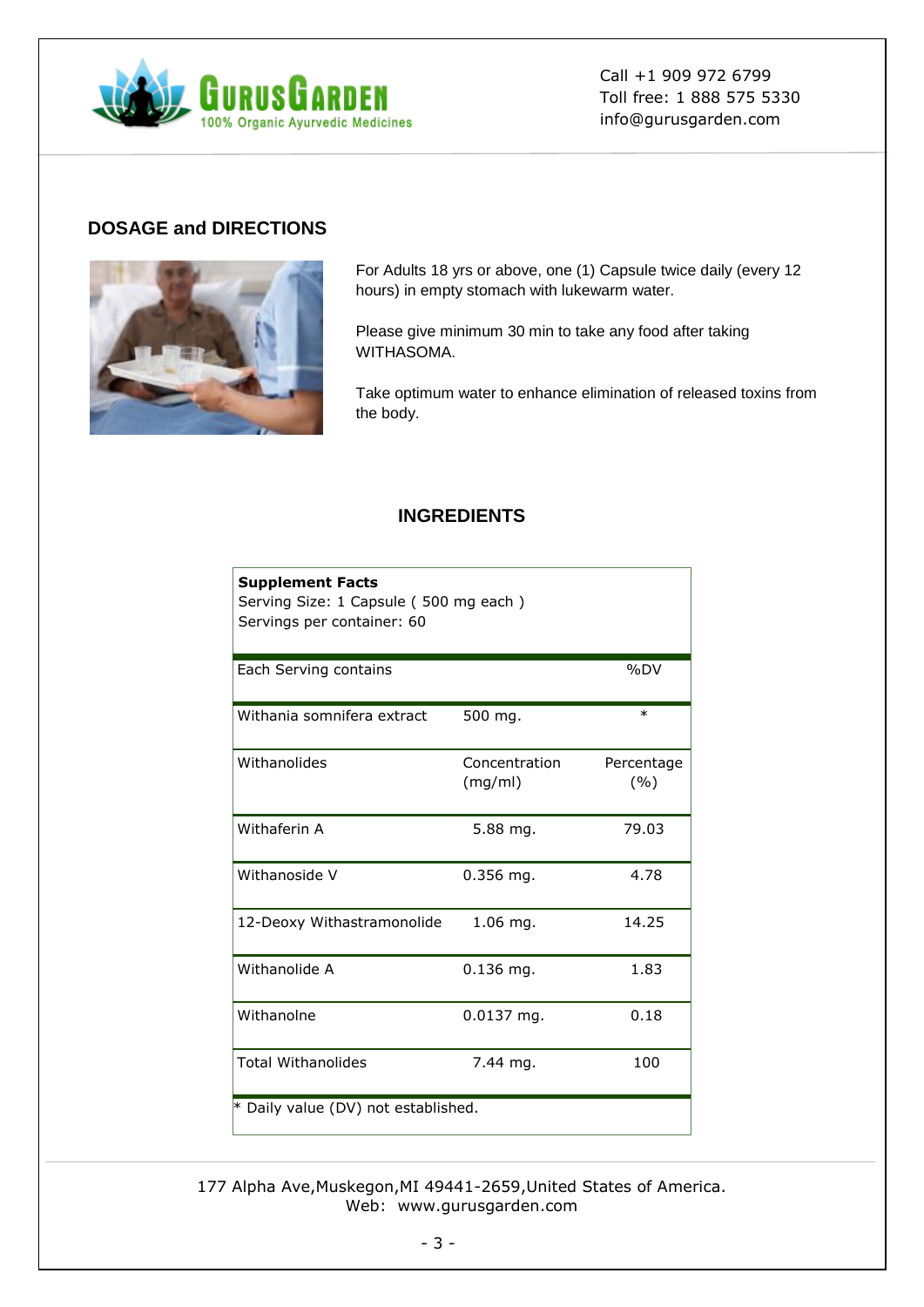## DOSAGE and DIRECTIONS

For Adults 18 yrs or above, one (1) Capsule twice daily (every 12 hours) in empty stomach with lukewarm water.

Please give minimum 30 min to take any food after taking WITHASOMA.

Take optimum water to enhance elimination of released toxins from the body.

## INGREDIENTS

**Supplement Facts**
Serving Size: 1 Capsule ( 500 mg each )
Servings per container: 60

| Each Serving contains | | %DV |
|---|---|---|
| Withania somnifera extract | 500 mg. | * |
| Withanolides | Concentration (mg/ml) | Percentage (%) |
| Withaferin A | 5.88 mg. | 79.03 |
| Withanoside V | 0.356 mg. | 4.78 |
| 12-Deoxy Withastramonolide | 1.06 mg. | 14.25 |
| Withanolide A | 0.136 mg. | 1.83 |
| Withanolne | 0.0137 mg. | 0.18 |
| Total Withanolides | 7.44 mg. | 100 |

* Daily value (DV) not established.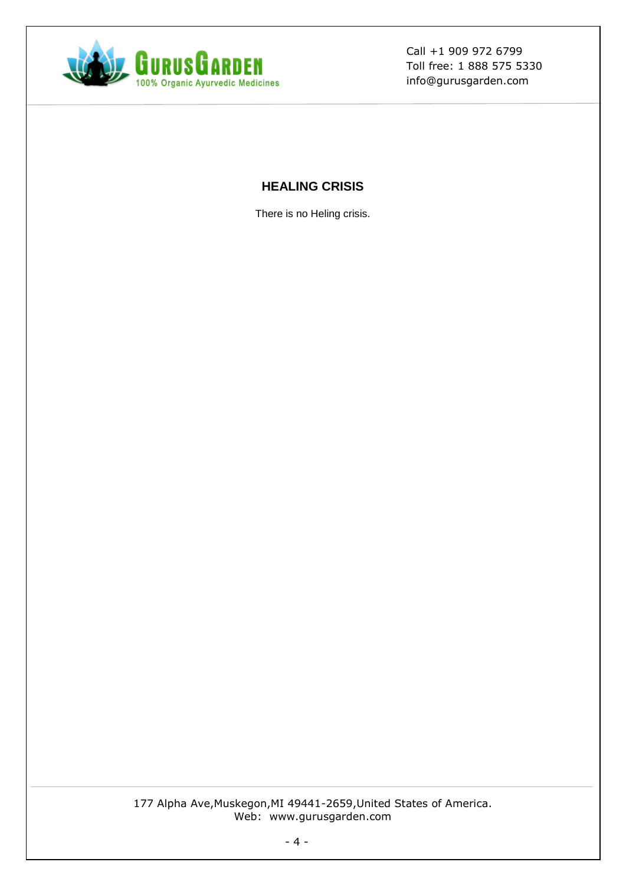## HEALING CRISIS

There is no Heling crisis.